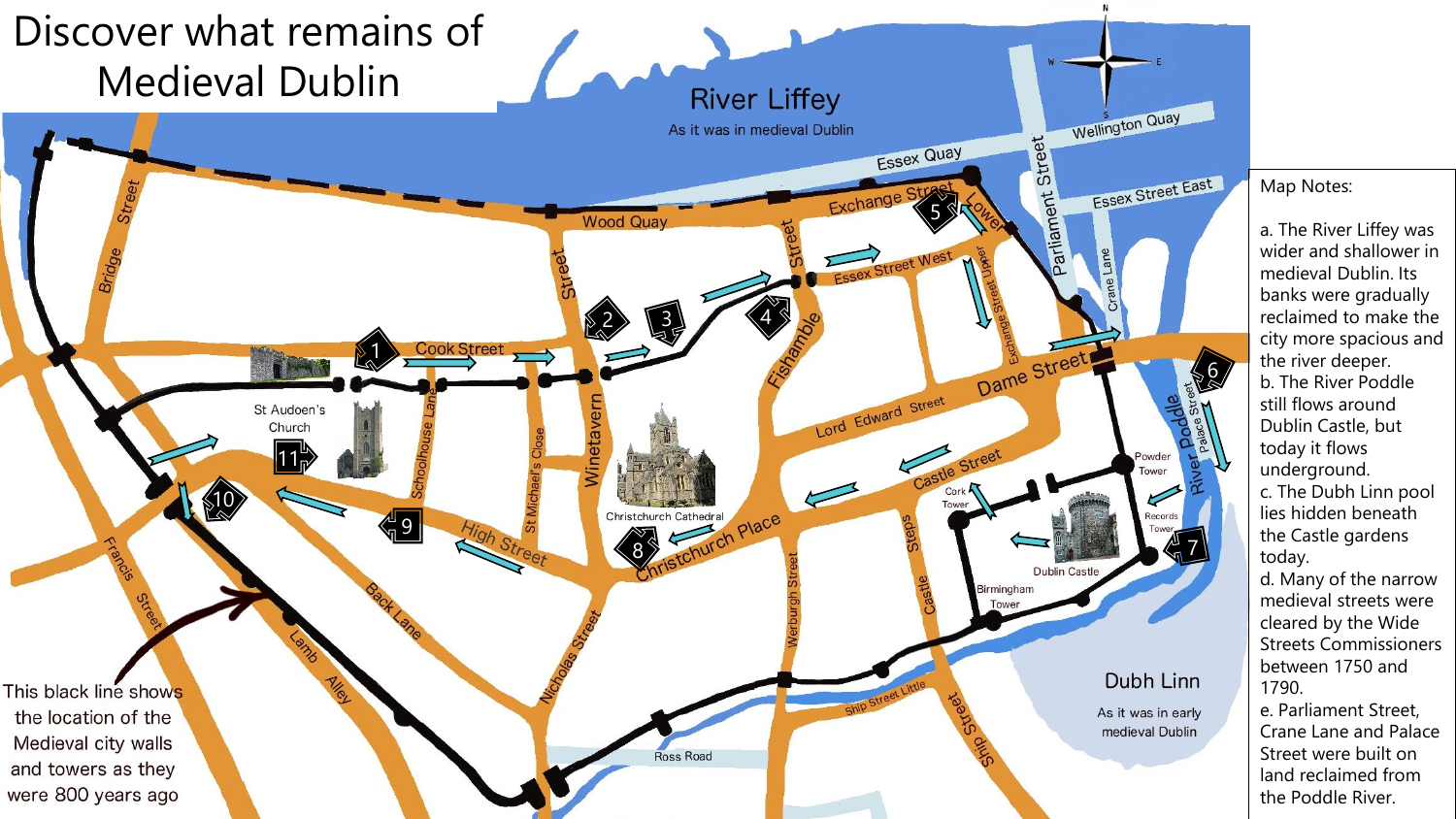# Discover what remains of Medieval Dublin

River Liffey

As it was in medieval Dublin

This black line shows the location of the Medieval city walls and towers as they were 800 years ago

Dubh Linn

As it was in early medieval Dublin

Map Notes:

a. The River Liffey was wider and shallower in medieval Dublin. Its banks were gradually reclaimed to make the city more spacious and the river deeper.

b. The River Poddle still flows around Dublin Castle, but today it flows underground.

c. The Dubh Linn pool lies hidden beneath the Castle gardens today.

d. Many of the narrow medieval streets were cleared by the Wide Streets Commissioners between 1750 and 1790.

e. Parliament Street, Crane Lane and Palace Street were built on land reclaimed from the Poddle River.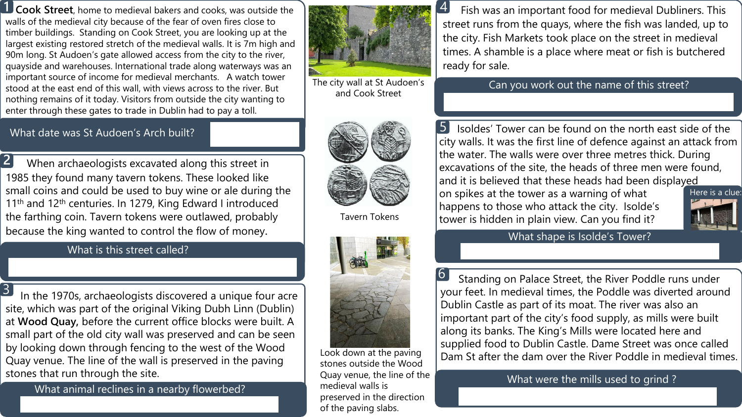## 1

**Cook Street**, home to medieval bakers and cooks, was outside the walls of the medieval city because of the fear of oven fires close to timber buildings. Standing on Cook Street, you are looking up at the largest existing restored stretch of the medieval walls. It is 7m high and 90m long. St Audoen's gate allowed access from the city to the river, quayside and warehouses. International trade along waterways was an important source of income for medieval merchants. A watch tower stood at the east end of this wall, with views across to the river. But nothing remains of it today. Visitors from outside the city wanting to enter through these gates to trade in Dublin had to pay a toll.

What date was St Audoen's Arch built?

The city wall at St Audoen's and Cook Street

## 2

When archaeologists excavated along this street in 1985 they found many tavern tokens. These looked like small coins and could be used to buy wine or ale during the 11th and 12th centuries. In 1279, King Edward I introduced the farthing coin. Tavern tokens were outlawed, probably because the king wanted to control the flow of money.

What is this street called?

Tavern Tokens

## 3

In the 1970s, archaeologists discovered a unique four acre site, which was part of the original Viking Dubh Linn (Dublin) at **Wood Quay,** before the current office blocks were built. A small part of the old city wall was preserved and can be seen by looking down through fencing to the west of the Wood Quay venue. The line of the wall is preserved in the paving stones that run through the site.

What animal reclines in a nearby flowerbed?

Look down at the paving stones outside the Wood Quay venue, the line of the medieval walls is preserved in the direction of the paving slabs.

## 4

Fish was an important food for medieval Dubliners. This street runs from the quays, where the fish was landed, up to the city. Fish Markets took place on the street in medieval times. A shamble is a place where meat or fish is butchered ready for sale.

Can you work out the name of this street?

## 5

Isoldes' Tower can be found on the north east side of the city walls. It was the first line of defence against an attack from the water. The walls were over three metres thick. During excavations of the site, the heads of three men were found, and it is believed that these heads had been displayed on spikes at the tower as a warning of what happens to those who attack the city. Isolde's tower is hidden in plain view. Can you find it?

Here is a clue:

What shape is Isolde's Tower?

## 6

Standing on Palace Street, the River Poddle runs under your feet. In medieval times, the Poddle was diverted around Dublin Castle as part of its moat. The river was also an important part of the city's food supply, as mills were built along its banks. The King's Mills were located here and supplied food to Dublin Castle. Dame Street was once called Dam St after the dam over the River Poddle in medieval times.

What were the mills used to grind ?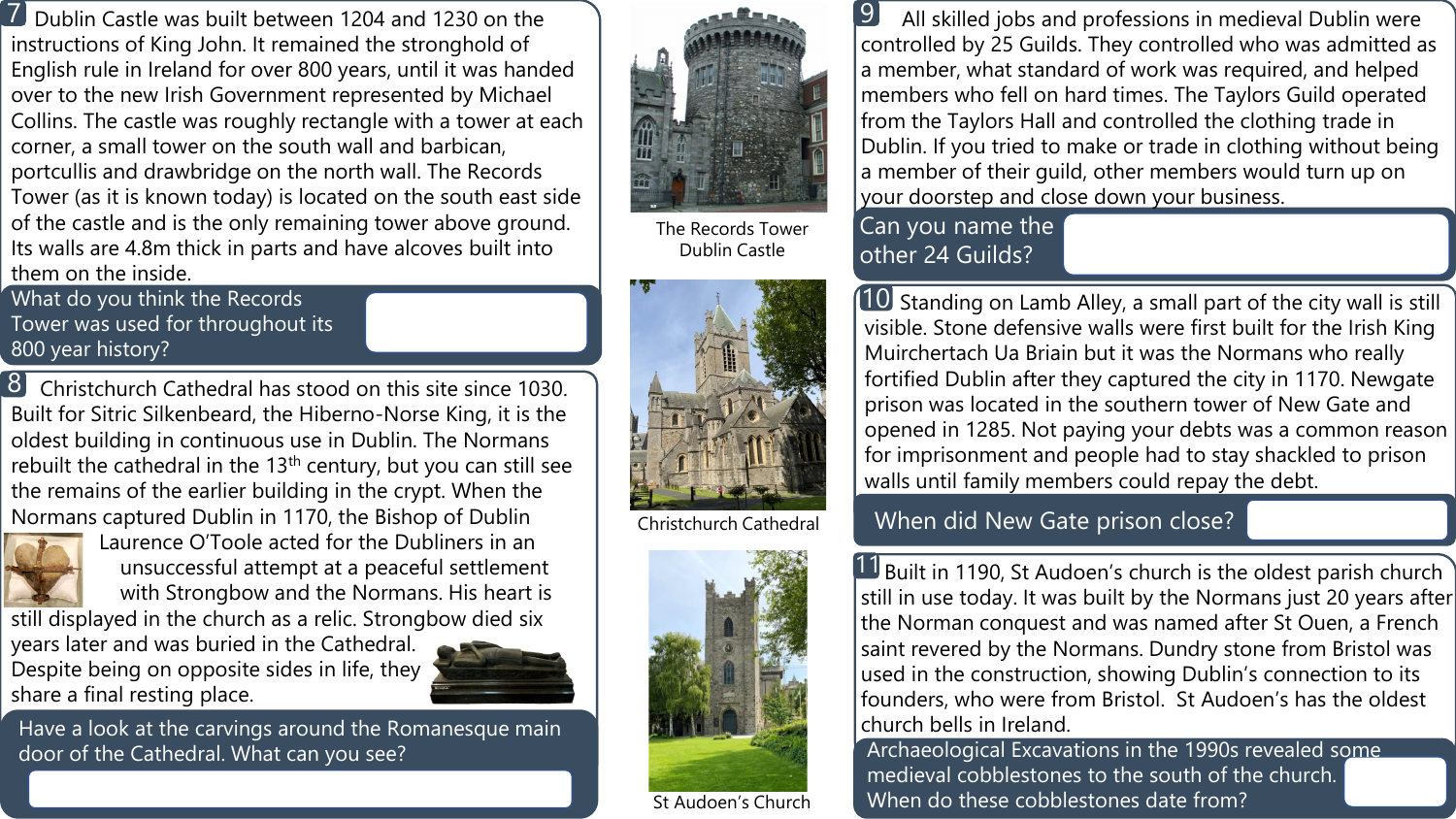## 7

Dublin Castle was built between 1204 and 1230 on the instructions of King John. It remained the stronghold of English rule in Ireland for over 800 years, until it was handed over to the new Irish Government represented by Michael Collins. The castle was roughly rectangle with a tower at each corner, a small tower on the south wall and barbican, portcullis and drawbridge on the north wall. The Records Tower (as it is known today) is located on the south east side of the castle and is the only remaining tower above ground. Its walls are 4.8m thick in parts and have alcoves built into them on the inside.

**What do you think the Records Tower was used for throughout its 800 year history?**

## 8

Christchurch Cathedral has stood on this site since 1030. Built for Sitric Silkenbeard, the Hiberno-Norse King, it is the oldest building in continuous use in Dublin. The Normans rebuilt the cathedral in the 13th century, but you can still see the remains of the earlier building in the crypt. When the Normans captured Dublin in 1170, the Bishop of Dublin Laurence O'Toole acted for the Dubliners in an unsuccessful attempt at a peaceful settlement with Strongbow and the Normans. His heart is still displayed in the church as a relic. Strongbow died six years later and was buried in the Cathedral. Despite being on opposite sides in life, they share a final resting place.

**Have a look at the carvings around the Romanesque main door of the Cathedral. What can you see?**

The Records Tower
Dublin Castle

Christchurch Cathedral

St Audoen's Church

## 9

All skilled jobs and professions in medieval Dublin were controlled by 25 Guilds. They controlled who was admitted as a member, what standard of work was required, and helped members who fell on hard times. The Taylors Guild operated from the Taylors Hall and controlled the clothing trade in Dublin. If you tried to make or trade in clothing without being a member of their guild, other members would turn up on your doorstep and close down your business.

**Can you name the other 24 Guilds?**

## 10

Standing on Lamb Alley, a small part of the city wall is still visible. Stone defensive walls were first built for the Irish King Muirchertach Ua Briain but it was the Normans who really fortified Dublin after they captured the city in 1170. Newgate prison was located in the southern tower of New Gate and opened in 1285. Not paying your debts was a common reason for imprisonment and people had to stay shackled to prison walls until family members could repay the debt.

**When did New Gate prison close?**

## 11

Built in 1190, St Audoen's church is the oldest parish church still in use today. It was built by the Normans just 20 years after the Norman conquest and was named after St Ouen, a French saint revered by the Normans. Dundry stone from Bristol was used in the construction, showing Dublin's connection to its founders, who were from Bristol. St Audoen's has the oldest church bells in Ireland.

**Archaeological Excavations in the 1990s revealed some medieval cobblestones to the south of the church. When do these cobblestones date from?**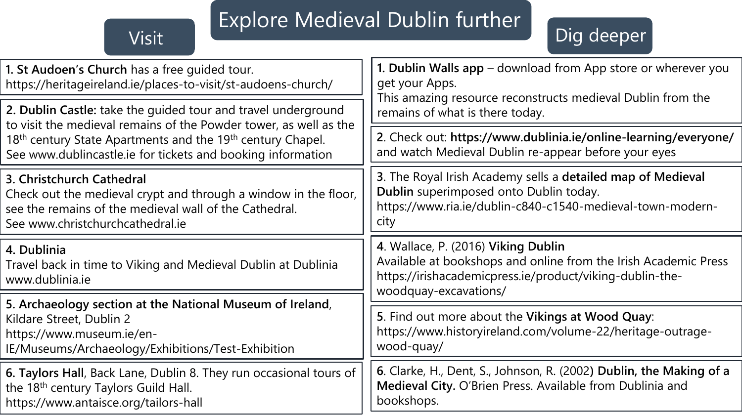# Explore Medieval Dublin further

## Visit

**1. St Audoen's Church** has a free guided tour.
https://heritageireland.ie/places-to-visit/st-audoens-church/

**2. Dublin Castle:** take the guided tour and travel underground to visit the medieval remains of the Powder tower, as well as the 18th century State Apartments and the 19th century Chapel.
See www.dublincastle.ie for tickets and booking information

**3. Christchurch Cathedral**
Check out the medieval crypt and through a window in the floor, see the remains of the medieval wall of the Cathedral.
See www.christchurchcathedral.ie

**4. Dublinia**
Travel back in time to Viking and Medieval Dublin at Dublinia
www.dublinia.ie

**5. Archaeology section at the National Museum of Ireland**, Kildare Street, Dublin 2
https://www.museum.ie/en-IE/Museums/Archaeology/Exhibitions/Test-Exhibition

**6. Taylors Hall**, Back Lane, Dublin 8. They run occasional tours of the 18th century Taylors Guild Hall.
https://www.antaisce.org/tailors-hall

## Dig deeper

**1. Dublin Walls app** – download from App store or wherever you get your Apps.
This amazing resource reconstructs medieval Dublin from the remains of what is there today.

**2**. Check out: **https://www.dublinia.ie/online-learning/everyone/** and watch Medieval Dublin re-appear before your eyes

**3**. The Royal Irish Academy sells a **detailed map of Medieval Dublin** superimposed onto Dublin today.
https://www.ria.ie/dublin-c840-c1540-medieval-town-modern-city

**4**. Wallace, P. (2016) **Viking Dublin**
Available at bookshops and online from the Irish Academic Press
https://irishacademicpress.ie/product/viking-dublin-the-woodquay-excavations/

**5**. Find out more about the **Vikings at Wood Quay**:
https://www.historyireland.com/volume-22/heritage-outrage-wood-quay/

**6**. Clarke, H., Dent, S., Johnson, R. (2002) **Dublin, the Making of a Medieval City.** O'Brien Press. Available from Dublinia and bookshops.